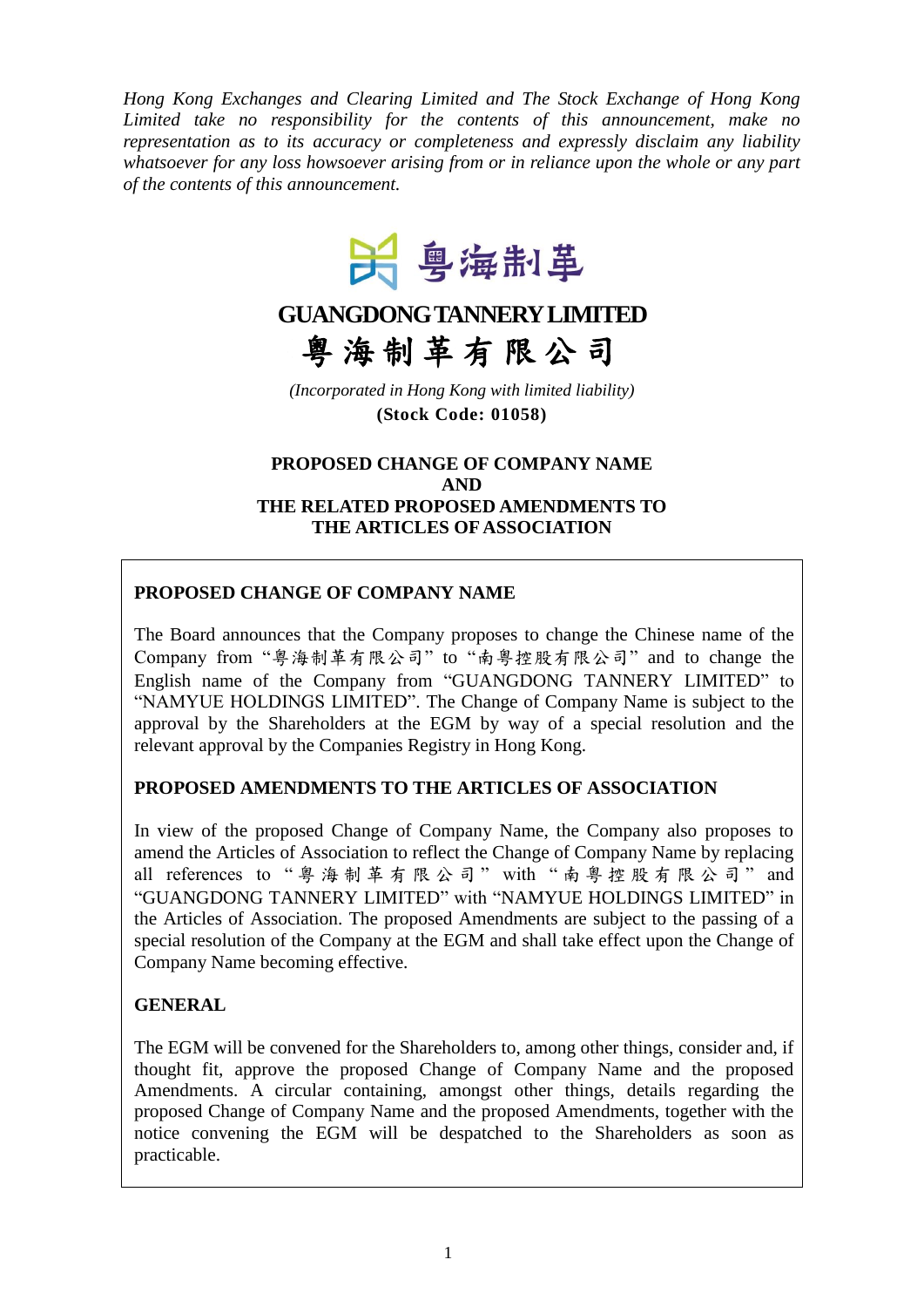*Hong Kong Exchanges and Clearing Limited and The Stock Exchange of Hong Kong Limited take no responsibility for the contents of this announcement, make no representation as to its accuracy or completeness and expressly disclaim any liability whatsoever for any loss howsoever arising from or in reliance upon the whole or any part of the contents of this announcement.*

粵海制革

# GUANGDONG TANNERY LIMITED
# 粵海制革有限公司

*(Incorporated in Hong Kong with limited liability)*

**(Stock Code: 01058)**

## PROPOSED CHANGE OF COMPANY NAME AND THE RELATED PROPOSED AMENDMENTS TO THE ARTICLES OF ASSOCIATION

### PROPOSED CHANGE OF COMPANY NAME

The Board announces that the Company proposes to change the Chinese name of the Company from "粵海制革有限公司" to "南粵控股有限公司" and to change the English name of the Company from "GUANGDONG TANNERY LIMITED" to "NAMYUE HOLDINGS LIMITED". The Change of Company Name is subject to the approval by the Shareholders at the EGM by way of a special resolution and the relevant approval by the Companies Registry in Hong Kong.

### PROPOSED AMENDMENTS TO THE ARTICLES OF ASSOCIATION

In view of the proposed Change of Company Name, the Company also proposes to amend the Articles of Association to reflect the Change of Company Name by replacing all references to "粵海制革有限公司" with "南粵控股有限公司" and "GUANGDONG TANNERY LIMITED" with "NAMYUE HOLDINGS LIMITED" in the Articles of Association. The proposed Amendments are subject to the passing of a special resolution of the Company at the EGM and shall take effect upon the Change of Company Name becoming effective.

### GENERAL

The EGM will be convened for the Shareholders to, among other things, consider and, if thought fit, approve the proposed Change of Company Name and the proposed Amendments. A circular containing, amongst other things, details regarding the proposed Change of Company Name and the proposed Amendments, together with the notice convening the EGM will be despatched to the Shareholders as soon as practicable.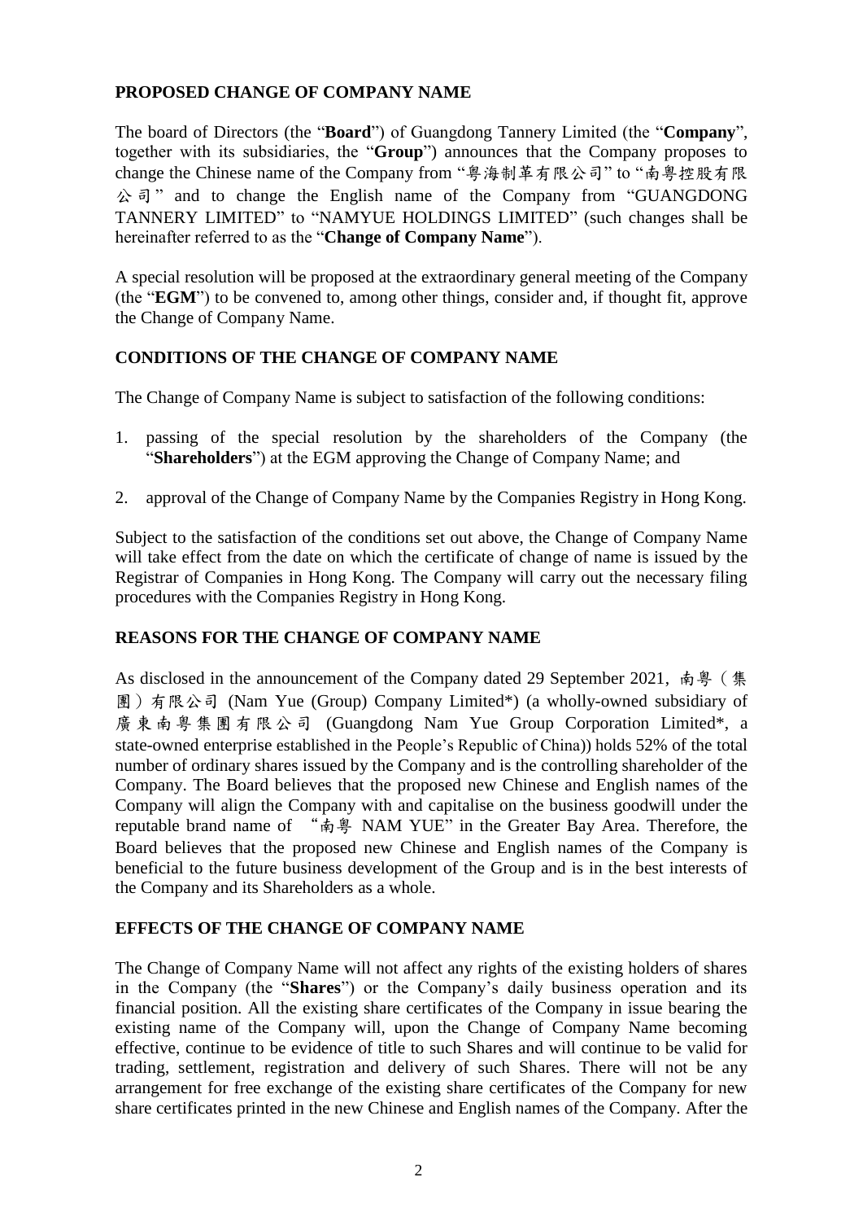## PROPOSED CHANGE OF COMPANY NAME

The board of Directors (the "**Board**") of Guangdong Tannery Limited (the "**Company**", together with its subsidiaries, the "**Group**") announces that the Company proposes to change the Chinese name of the Company from "粵海制革有限公司" to "南粵控股有限公司" and to change the English name of the Company from "GUANGDONG TANNERY LIMITED" to "NAMYUE HOLDINGS LIMITED" (such changes shall be hereinafter referred to as the "**Change of Company Name**").

A special resolution will be proposed at the extraordinary general meeting of the Company (the "**EGM**") to be convened to, among other things, consider and, if thought fit, approve the Change of Company Name.

## CONDITIONS OF THE CHANGE OF COMPANY NAME

The Change of Company Name is subject to satisfaction of the following conditions:

1. passing of the special resolution by the shareholders of the Company (the "**Shareholders**") at the EGM approving the Change of Company Name; and
2. approval of the Change of Company Name by the Companies Registry in Hong Kong.

Subject to the satisfaction of the conditions set out above, the Change of Company Name will take effect from the date on which the certificate of change of name is issued by the Registrar of Companies in Hong Kong. The Company will carry out the necessary filing procedures with the Companies Registry in Hong Kong.

## REASONS FOR THE CHANGE OF COMPANY NAME

As disclosed in the announcement of the Company dated 29 September 2021, 南粵（集團）有限公司 (Nam Yue (Group) Company Limited*) (a wholly-owned subsidiary of 廣東南粵集團有限公司 (Guangdong Nam Yue Group Corporation Limited*, a state-owned enterprise established in the People's Republic of China)) holds 52% of the total number of ordinary shares issued by the Company and is the controlling shareholder of the Company. The Board believes that the proposed new Chinese and English names of the Company will align the Company with and capitalise on the business goodwill under the reputable brand name of "南粵 NAM YUE" in the Greater Bay Area. Therefore, the Board believes that the proposed new Chinese and English names of the Company is beneficial to the future business development of the Group and is in the best interests of the Company and its Shareholders as a whole.

## EFFECTS OF THE CHANGE OF COMPANY NAME

The Change of Company Name will not affect any rights of the existing holders of shares in the Company (the "**Shares**") or the Company's daily business operation and its financial position. All the existing share certificates of the Company in issue bearing the existing name of the Company will, upon the Change of Company Name becoming effective, continue to be evidence of title to such Shares and will continue to be valid for trading, settlement, registration and delivery of such Shares. There will not be any arrangement for free exchange of the existing share certificates of the Company for new share certificates printed in the new Chinese and English names of the Company. After the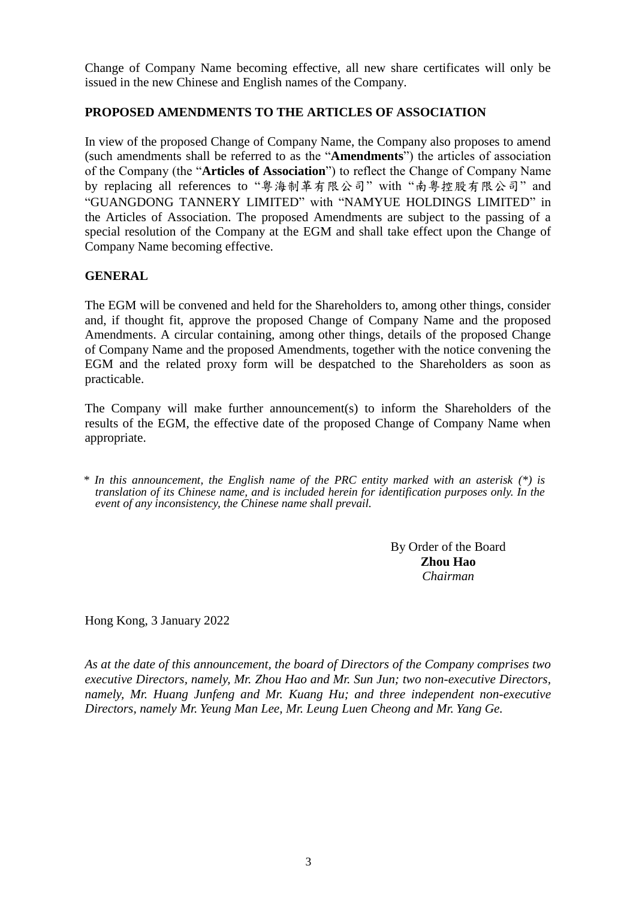Change of Company Name becoming effective, all new share certificates will only be issued in the new Chinese and English names of the Company.

## PROPOSED AMENDMENTS TO THE ARTICLES OF ASSOCIATION

In view of the proposed Change of Company Name, the Company also proposes to amend (such amendments shall be referred to as the "**Amendments**") the articles of association of the Company (the "**Articles of Association**") to reflect the Change of Company Name by replacing all references to "粤海制革有限公司" with "南粤控股有限公司" and "GUANGDONG TANNERY LIMITED" with "NAMYUE HOLDINGS LIMITED" in the Articles of Association. The proposed Amendments are subject to the passing of a special resolution of the Company at the EGM and shall take effect upon the Change of Company Name becoming effective.

## GENERAL

The EGM will be convened and held for the Shareholders to, among other things, consider and, if thought fit, approve the proposed Change of Company Name and the proposed Amendments. A circular containing, among other things, details of the proposed Change of Company Name and the proposed Amendments, together with the notice convening the EGM and the related proxy form will be despatched to the Shareholders as soon as practicable.

The Company will make further announcement(s) to inform the Shareholders of the results of the EGM, the effective date of the proposed Change of Company Name when appropriate.

\* *In this announcement, the English name of the PRC entity marked with an asterisk (\*) is translation of its Chinese name, and is included herein for identification purposes only. In the event of any inconsistency, the Chinese name shall prevail.*

By Order of the Board
**Zhou Hao**
*Chairman*

Hong Kong, 3 January 2022

*As at the date of this announcement, the board of Directors of the Company comprises two executive Directors, namely, Mr. Zhou Hao and Mr. Sun Jun; two non-executive Directors, namely, Mr. Huang Junfeng and Mr. Kuang Hu; and three independent non-executive Directors, namely Mr. Yeung Man Lee, Mr. Leung Luen Cheong and Mr. Yang Ge.*